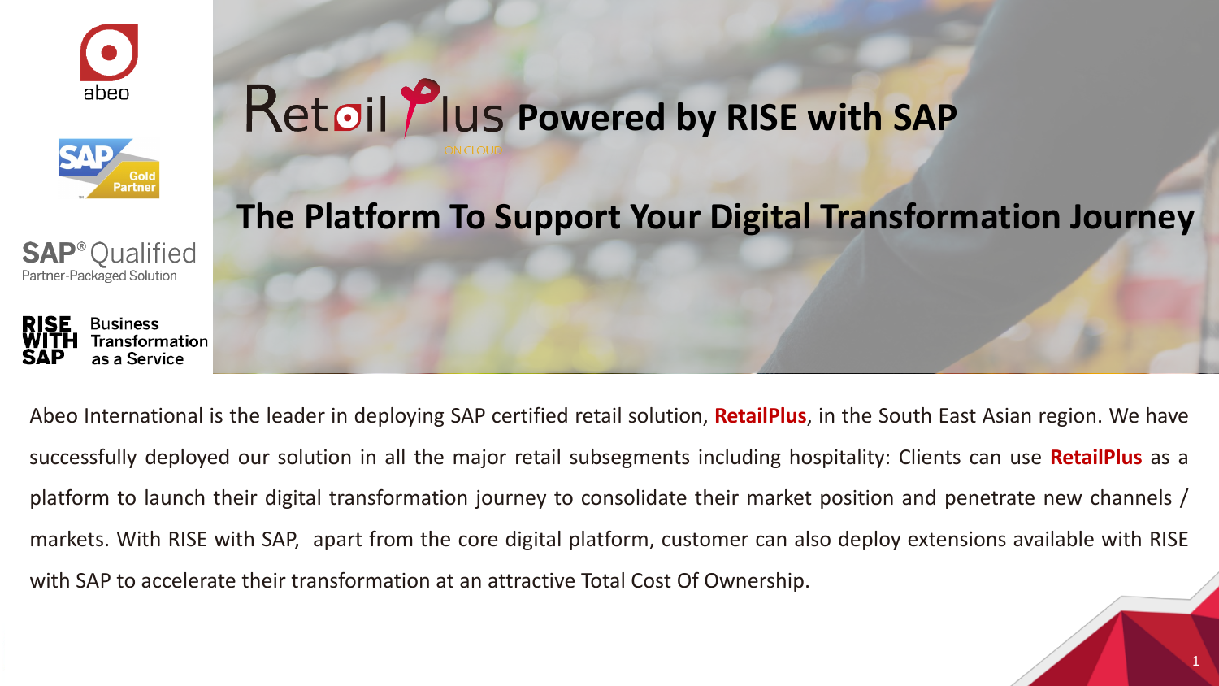# RetailPlus Powered by RISE with SAP

ON CLOUD

## The Platform To Support Your Digital Transformation Journey

abeo

SAP Gold Partner

SAP® Qualified Partner-Packaged Solution

RISE WITH SAP | Business Transformation as a Service

Abeo International is the leader in deploying SAP certified retail solution, **RetailPlus**, in the South East Asian region. We have successfully deployed our solution in all the major retail subsegments including hospitality: Clients can use **RetailPlus** as a platform to launch their digital transformation journey to consolidate their market position and penetrate new channels / markets. With RISE with SAP, apart from the core digital platform, customer can also deploy extensions available with RISE with SAP to accelerate their transformation at an attractive Total Cost Of Ownership.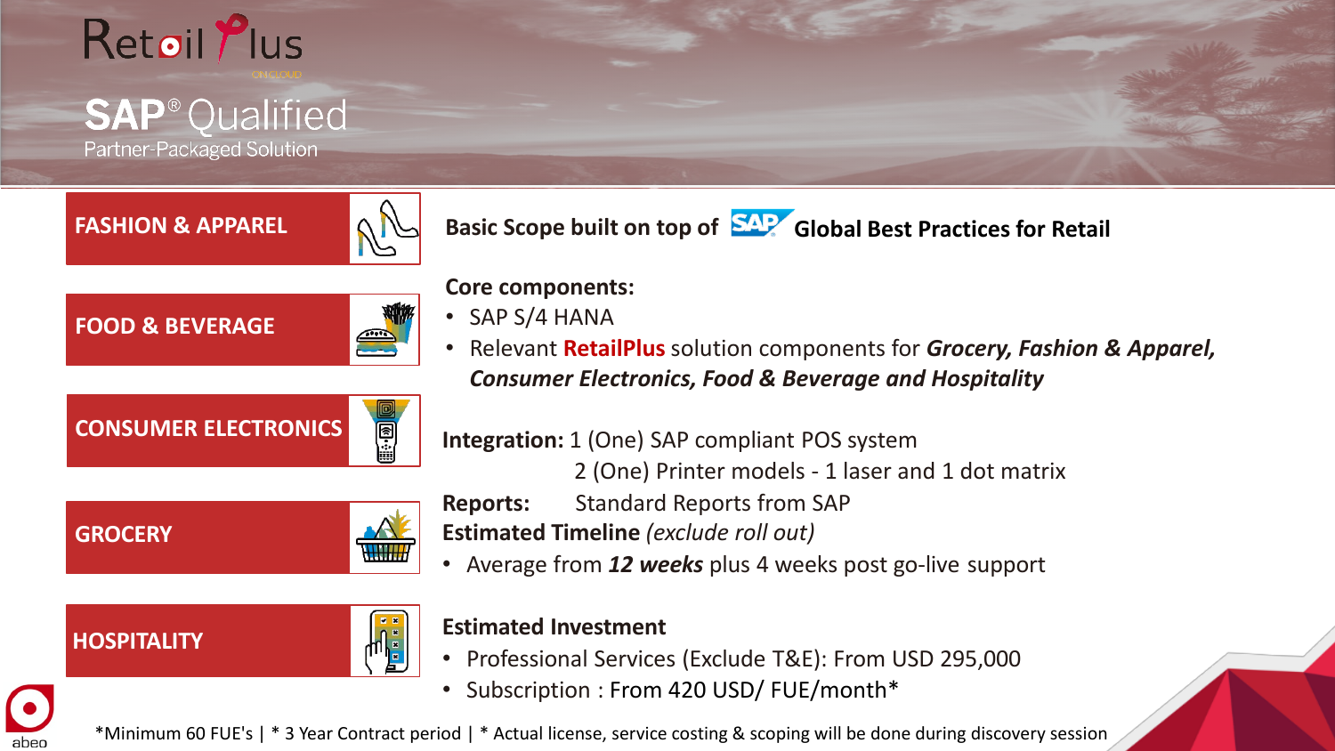# RetailPlus

ON CLOUD

## SAP® Qualified

Partner-Packaged Solution

- FASHION & APPAREL
- FOOD & BEVERAGE
- CONSUMER ELECTRONICS
- GROCERY
- HOSPITALITY

**Basic Scope built on top of SAP Global Best Practices for Retail**

**Core components:**

- SAP S/4 HANA
- Relevant **RetailPlus** solution components for ***Grocery, Fashion & Apparel, Consumer Electronics, Food & Beverage and Hospitality***

**Integration:** 1 (One) SAP compliant POS system
2 (One) Printer models - 1 laser and 1 dot matrix

**Reports:** Standard Reports from SAP

**Estimated Timeline** *(exclude roll out)*

- Average from ***12 weeks*** plus 4 weeks post go-live support

**Estimated Investment**

- Professional Services (Exclude T&E): From USD 295,000
- Subscription : From 420 USD/ FUE/month*

*Minimum 60 FUE's | * 3 Year Contract period | * Actual license, service costing & scoping will be done during discovery session

abeo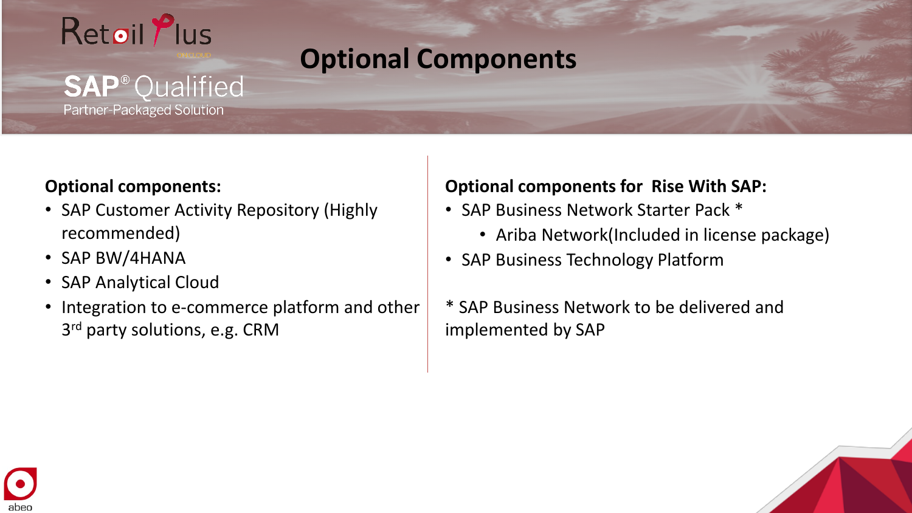# Optional Components

**Optional components:**

- SAP Customer Activity Repository (Highly recommended)
- SAP BW/4HANA
- SAP Analytical Cloud
- Integration to e-commerce platform and other 3rd party solutions, e.g. CRM

**Optional components for Rise With SAP:**

- SAP Business Network Starter Pack *
    - Ariba Network(Included in license package)
- SAP Business Technology Platform

* SAP Business Network to be delivered and implemented by SAP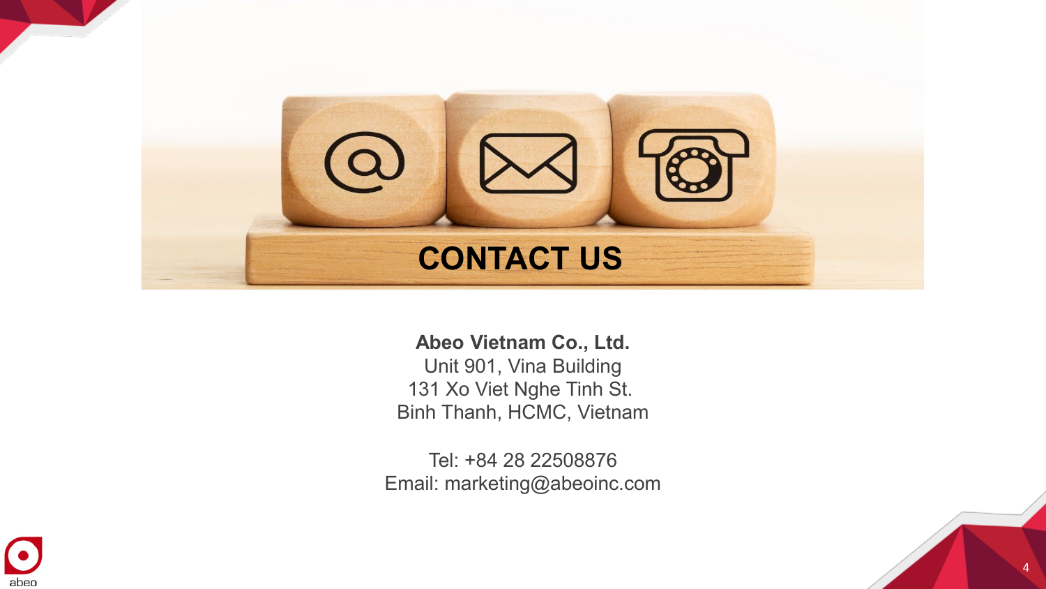# CONTACT US

**Abeo Vietnam Co., Ltd.**
Unit 901, Vina Building
131 Xo Viet Nghe Tinh St.
Binh Thanh, HCMC, Vietnam

Tel: +84 28 22508876
Email: marketing@abeoinc.com